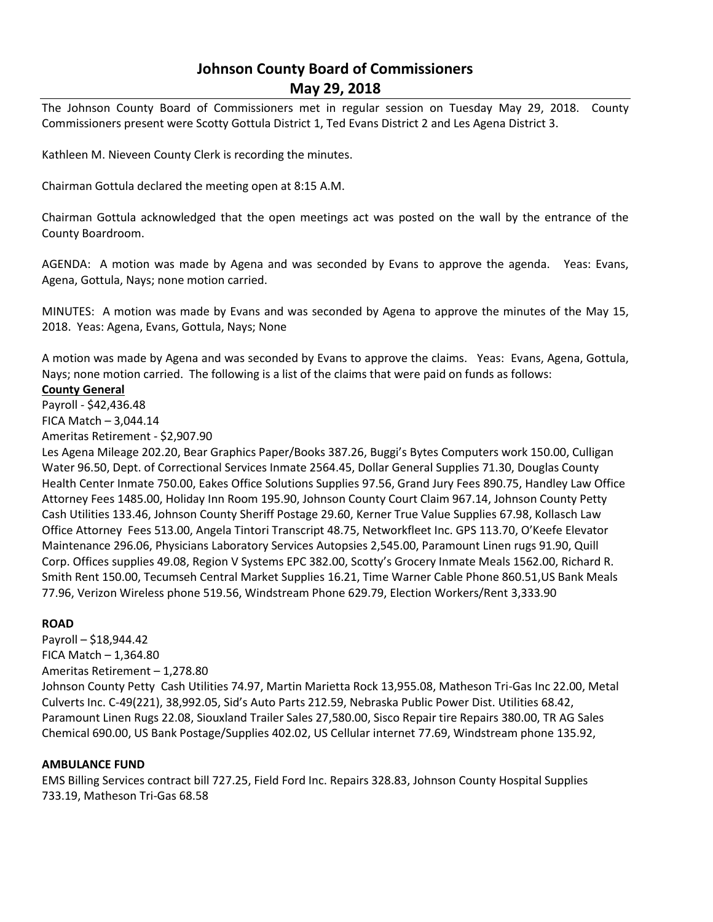# Johnson County Board of Commissioners
## May 29, 2018

The Johnson County Board of Commissioners met in regular session on Tuesday May 29, 2018. County Commissioners present were Scotty Gottula District 1, Ted Evans District 2 and Les Agena District 3.

Kathleen M. Nieveen County Clerk is recording the minutes.

Chairman Gottula declared the meeting open at 8:15 A.M.

Chairman Gottula acknowledged that the open meetings act was posted on the wall by the entrance of the County Boardroom.

AGENDA: A motion was made by Agena and was seconded by Evans to approve the agenda. Yeas: Evans, Agena, Gottula, Nays; none motion carried.

MINUTES: A motion was made by Evans and was seconded by Agena to approve the minutes of the May 15, 2018. Yeas: Agena, Evans, Gottula, Nays; None

A motion was made by Agena and was seconded by Evans to approve the claims. Yeas: Evans, Agena, Gottula, Nays; none motion carried. The following is a list of the claims that were paid on funds as follows:

**County General**

Payroll - $42,436.48

FICA Match – 3,044.14

Ameritas Retirement - $2,907.90

Les Agena Mileage 202.20, Bear Graphics Paper/Books 387.26, Buggi's Bytes Computers work 150.00, Culligan Water 96.50, Dept. of Correctional Services Inmate 2564.45, Dollar General Supplies 71.30, Douglas County Health Center Inmate 750.00, Eakes Office Solutions Supplies 97.56, Grand Jury Fees 890.75, Handley Law Office Attorney Fees 1485.00, Holiday Inn Room 195.90, Johnson County Court Claim 967.14, Johnson County Petty Cash Utilities 133.46, Johnson County Sheriff Postage 29.60, Kerner True Value Supplies 67.98, Kollasch Law Office Attorney Fees 513.00, Angela Tintori Transcript 48.75, Networkfleet Inc. GPS 113.70, O'Keefe Elevator Maintenance 296.06, Physicians Laboratory Services Autopsies 2,545.00, Paramount Linen rugs 91.90, Quill Corp. Offices supplies 49.08, Region V Systems EPC 382.00, Scotty's Grocery Inmate Meals 1562.00, Richard R. Smith Rent 150.00, Tecumseh Central Market Supplies 16.21, Time Warner Cable Phone 860.51,US Bank Meals 77.96, Verizon Wireless phone 519.56, Windstream Phone 629.79, Election Workers/Rent 3,333.90

**ROAD**

Payroll – $18,944.42

FICA Match – 1,364.80

Ameritas Retirement – 1,278.80

Johnson County Petty Cash Utilities 74.97, Martin Marietta Rock 13,955.08, Matheson Tri-Gas Inc 22.00, Metal Culverts Inc. C-49(221), 38,992.05, Sid's Auto Parts 212.59, Nebraska Public Power Dist. Utilities 68.42, Paramount Linen Rugs 22.08, Siouxland Trailer Sales 27,580.00, Sisco Repair tire Repairs 380.00, TR AG Sales Chemical 690.00, US Bank Postage/Supplies 402.02, US Cellular internet 77.69, Windstream phone 135.92,

**AMBULANCE FUND**

EMS Billing Services contract bill 727.25, Field Ford Inc. Repairs 328.83, Johnson County Hospital Supplies 733.19, Matheson Tri-Gas 68.58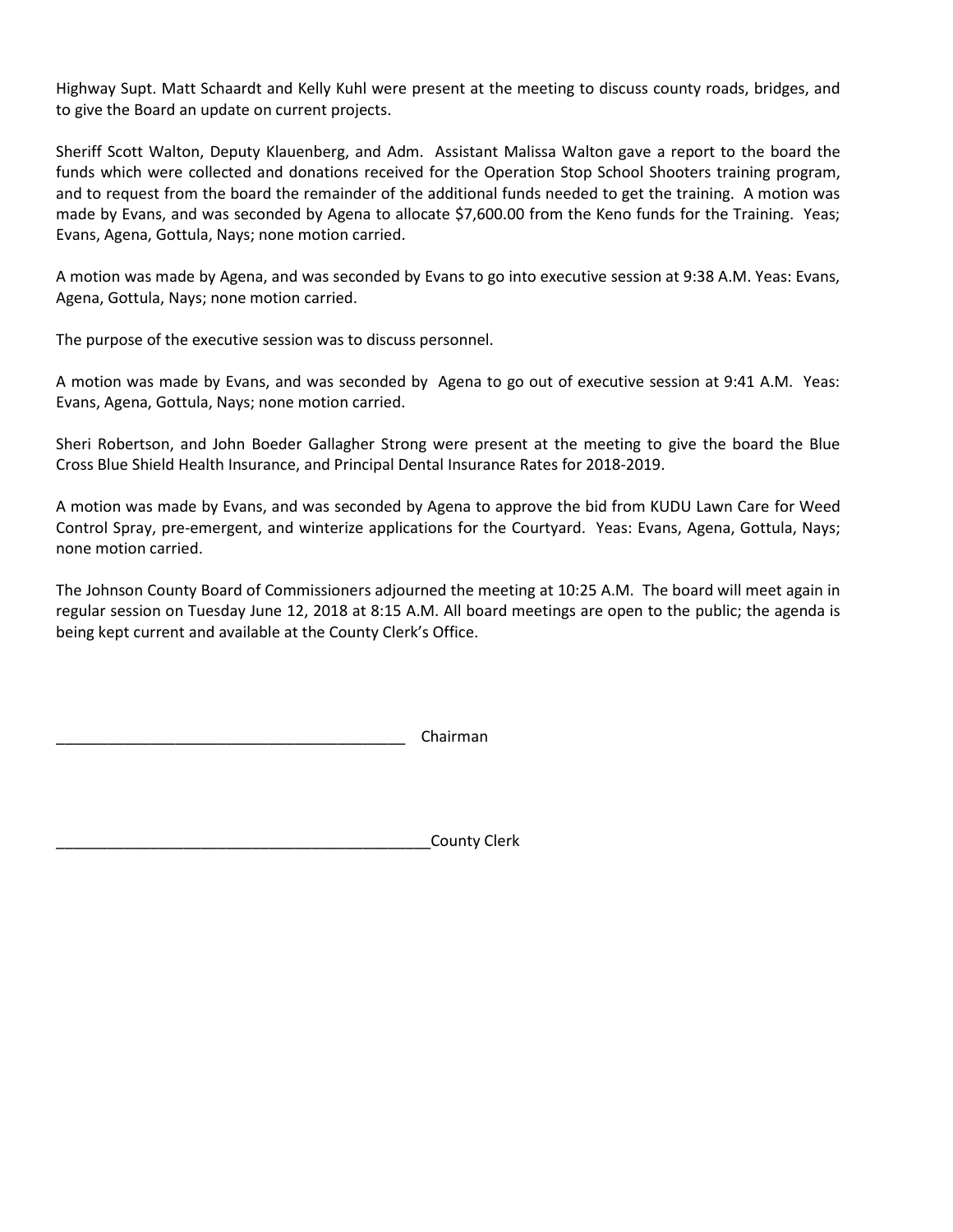Highway Supt. Matt Schaardt and Kelly Kuhl were present at the meeting to discuss county roads, bridges, and to give the Board an update on current projects.

Sheriff Scott Walton, Deputy Klauenberg, and Adm. Assistant Malissa Walton gave a report to the board the funds which were collected and donations received for the Operation Stop School Shooters training program, and to request from the board the remainder of the additional funds needed to get the training. A motion was made by Evans, and was seconded by Agena to allocate $7,600.00 from the Keno funds for the Training. Yeas; Evans, Agena, Gottula, Nays; none motion carried.

A motion was made by Agena, and was seconded by Evans to go into executive session at 9:38 A.M. Yeas: Evans, Agena, Gottula, Nays; none motion carried.

The purpose of the executive session was to discuss personnel.

A motion was made by Evans, and was seconded by Agena to go out of executive session at 9:41 A.M. Yeas: Evans, Agena, Gottula, Nays; none motion carried.

Sheri Robertson, and John Boeder Gallagher Strong were present at the meeting to give the board the Blue Cross Blue Shield Health Insurance, and Principal Dental Insurance Rates for 2018-2019.

A motion was made by Evans, and was seconded by Agena to approve the bid from KUDU Lawn Care for Weed Control Spray, pre-emergent, and winterize applications for the Courtyard. Yeas: Evans, Agena, Gottula, Nays; none motion carried.

The Johnson County Board of Commissioners adjourned the meeting at 10:25 A.M. The board will meet again in regular session on Tuesday June 12, 2018 at 8:15 A.M. All board meetings are open to the public; the agenda is being kept current and available at the County Clerk's Office.

__________________________________________ Chairman

_____________________________________________County Clerk